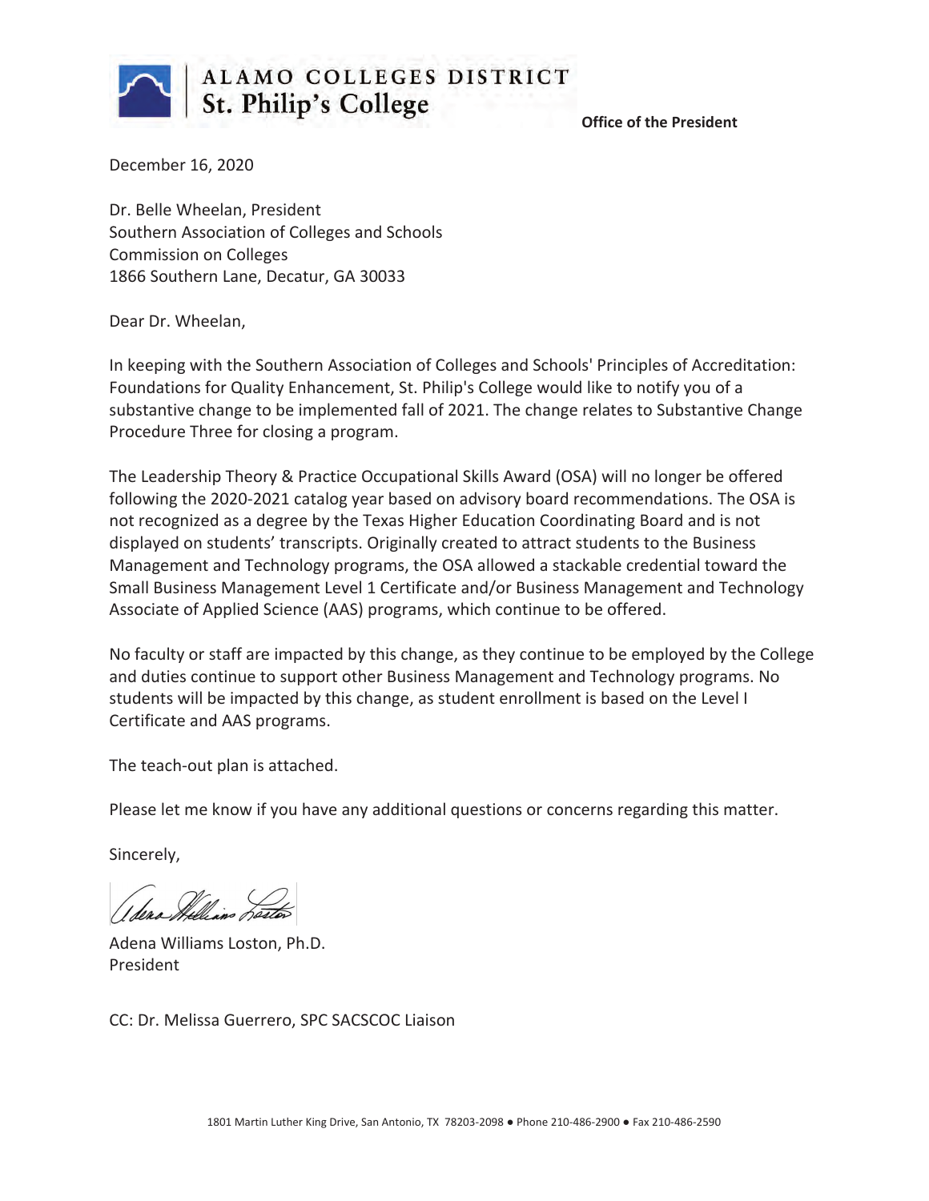ALAMO COLLEGES DISTRICT
St. Philip's College

**Office of the President**

December 16, 2020

Dr. Belle Wheelan, President
Southern Association of Colleges and Schools
Commission on Colleges
1866 Southern Lane, Decatur, GA 30033

Dear Dr. Wheelan,

In keeping with the Southern Association of Colleges and Schools' Principles of Accreditation: Foundations for Quality Enhancement, St. Philip's College would like to notify you of a substantive change to be implemented fall of 2021. The change relates to Substantive Change Procedure Three for closing a program.

The Leadership Theory & Practice Occupational Skills Award (OSA) will no longer be offered following the 2020-2021 catalog year based on advisory board recommendations. The OSA is not recognized as a degree by the Texas Higher Education Coordinating Board and is not displayed on students' transcripts. Originally created to attract students to the Business Management and Technology programs, the OSA allowed a stackable credential toward the Small Business Management Level 1 Certificate and/or Business Management and Technology Associate of Applied Science (AAS) programs, which continue to be offered.

No faculty or staff are impacted by this change, as they continue to be employed by the College and duties continue to support other Business Management and Technology programs. No students will be impacted by this change, as student enrollment is based on the Level I Certificate and AAS programs.

The teach-out plan is attached.

Please let me know if you have any additional questions or concerns regarding this matter.

Sincerely,

Adena Williams Loston, Ph.D.
President

CC: Dr. Melissa Guerrero, SPC SACSCOC Liaison

1801 Martin Luther King Drive, San Antonio, TX 78203-2098 ● Phone 210-486-2900 ● Fax 210-486-2590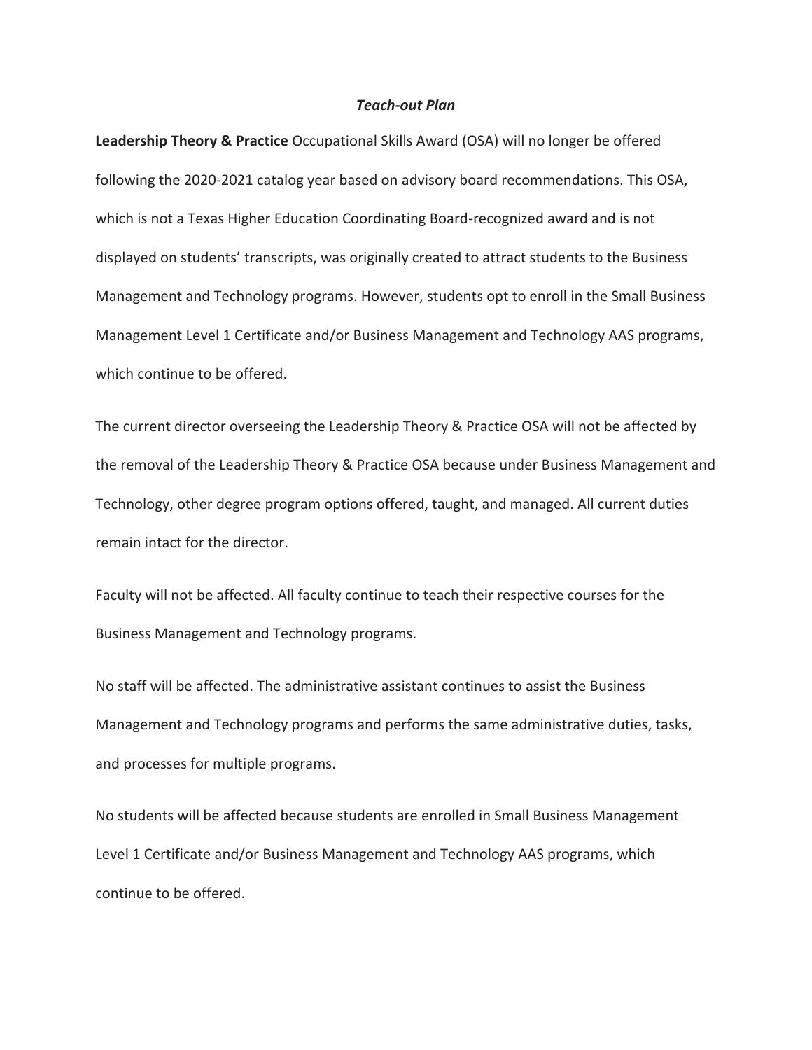***Teach-out Plan***

**Leadership Theory & Practice** Occupational Skills Award (OSA) will no longer be offered following the 2020-2021 catalog year based on advisory board recommendations. This OSA, which is not a Texas Higher Education Coordinating Board-recognized award and is not displayed on students' transcripts, was originally created to attract students to the Business Management and Technology programs. However, students opt to enroll in the Small Business Management Level 1 Certificate and/or Business Management and Technology AAS programs, which continue to be offered.

The current director overseeing the Leadership Theory & Practice OSA will not be affected by the removal of the Leadership Theory & Practice OSA because under Business Management and Technology, other degree program options offered, taught, and managed. All current duties remain intact for the director.

Faculty will not be affected. All faculty continue to teach their respective courses for the Business Management and Technology programs.

No staff will be affected. The administrative assistant continues to assist the Business Management and Technology programs and performs the same administrative duties, tasks, and processes for multiple programs.

No students will be affected because students are enrolled in Small Business Management Level 1 Certificate and/or Business Management and Technology AAS programs, which continue to be offered.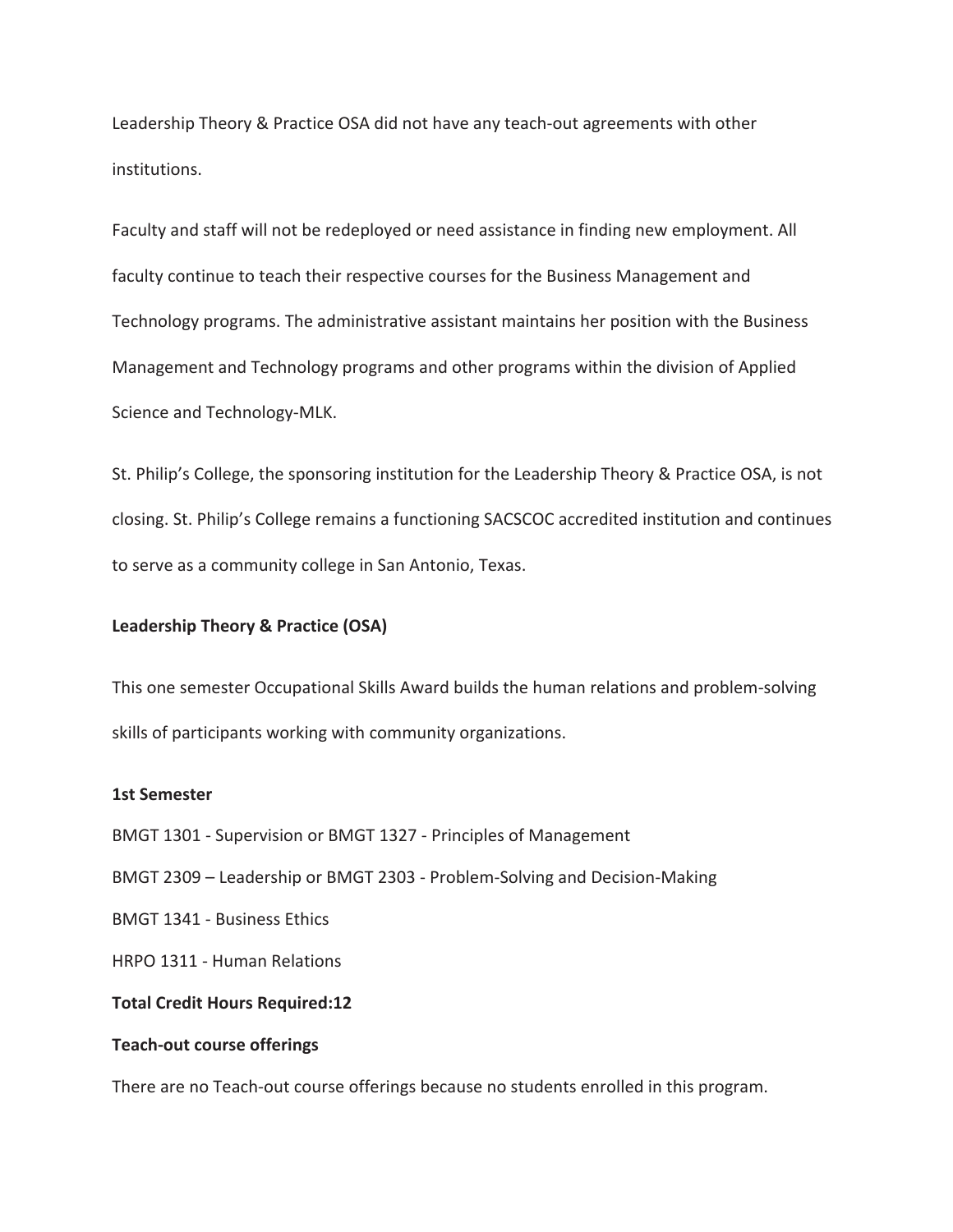Leadership Theory & Practice OSA did not have any teach-out agreements with other institutions.

Faculty and staff will not be redeployed or need assistance in finding new employment. All faculty continue to teach their respective courses for the Business Management and Technology programs. The administrative assistant maintains her position with the Business Management and Technology programs and other programs within the division of Applied Science and Technology-MLK.

St. Philip's College, the sponsoring institution for the Leadership Theory & Practice OSA, is not closing. St. Philip's College remains a functioning SACSCOC accredited institution and continues to serve as a community college in San Antonio, Texas.

**Leadership Theory & Practice (OSA)**

This one semester Occupational Skills Award builds the human relations and problem-solving skills of participants working with community organizations.

**1st Semester**

BMGT 1301 - Supervision or BMGT 1327 - Principles of Management

BMGT 2309 – Leadership or BMGT 2303 - Problem-Solving and Decision-Making

BMGT 1341 - Business Ethics

HRPO 1311 - Human Relations

**Total Credit Hours Required:12**

**Teach-out course offerings**

There are no Teach-out course offerings because no students enrolled in this program.